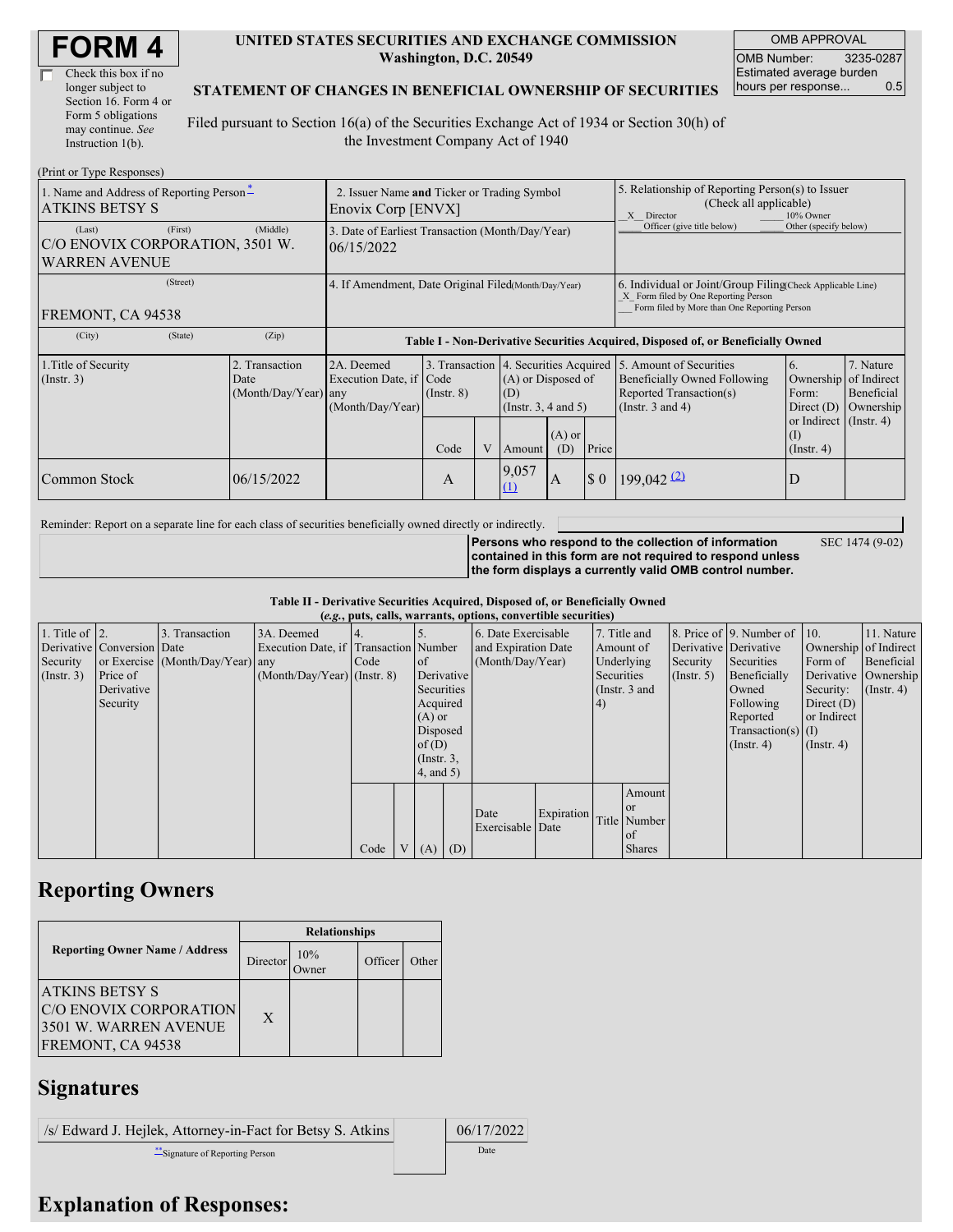# FORM 4

☐ Check this box if no longer subject to Section 16. Form 4 or Form 5 obligations may continue. *See* Instruction 1(b).

**UNITED STATES SECURITIES AND EXCHANGE COMMISSION**
**Washington, D.C. 20549**

**STATEMENT OF CHANGES IN BENEFICIAL OWNERSHIP OF SECURITIES**

Filed pursuant to Section 16(a) of the Securities Exchange Act of 1934 or Section 30(h) of the Investment Company Act of 1940

| OMB APPROVAL | |
|---|---|
| OMB Number: | 3235-0287 |
| Estimated average burden hours per response... | 0.5 |

(Print or Type Responses)

| | | |
|---|---|---|
| 1. Name and Address of Reporting Person* ATKINS BETSY S | 2. Issuer Name **and** Ticker or Trading Symbol Enovix Corp [ENVX] | 5. Relationship of Reporting Person(s) to Issuer (Check all applicable) _X_ Director ___ 10% Owner ___ Officer (give title below) ___ Other (specify below) |
| (Last) (First) (Middle) C/O ENOVIX CORPORATION, 3501 W. WARREN AVENUE | 3. Date of Earliest Transaction (Month/Day/Year) 06/15/2022 | |
| (Street) FREMONT, CA 94538 | 4. If Amendment, Date Original Filed(Month/Day/Year) | 6. Individual or Joint/Group Filing(Check Applicable Line) _X_ Form filed by One Reporting Person ___ Form filed by More than One Reporting Person |
| (City) (State) (Zip) | | |

**Table I - Non-Derivative Securities Acquired, Disposed of, or Beneficially Owned**

| 1.Title of Security (Instr. 3) | 2. Transaction Date (Month/Day/Year) | 2A. Deemed Execution Date, if any (Month/Day/Year) | 3. Transaction Code (Instr. 8) | | 4. Securities Acquired (A) or Disposed of (D) (Instr. 3, 4 and 5) | | | 5. Amount of Securities Beneficially Owned Following Reported Transaction(s) (Instr. 3 and 4) | 6. Ownership Form: Direct (D) or Indirect (I) (Instr. 4) | 7. Nature of Indirect Beneficial Ownership (Instr. 4) |
|---|---|---|---|---|---|---|---|---|---|---|
| | | | Code | V | Amount | (A) or (D) | Price | | | |
| Common Stock | 06/15/2022 | | A | | 9,057 (1) | A | $ 0 | 199,042 (2) | D | |

Reminder: Report on a separate line for each class of securities beneficially owned directly or indirectly.

**Persons who respond to the collection of information contained in this form are not required to respond unless the form displays a currently valid OMB control number.** SEC 1474 (9-02)

**Table II - Derivative Securities Acquired, Disposed of, or Beneficially Owned**
**(*e.g.*, puts, calls, warrants, options, convertible securities)**

| 1. Title of Derivative Security (Instr. 3) | 2. Conversion or Exercise Price of Derivative Security | 3. Transaction Date (Month/Day/Year) | 3A. Deemed Execution Date, if any (Month/Day/Year) | 4. Transaction Code (Instr. 8) | | 5. Number of Derivative Securities Acquired (A) or Disposed of (D) (Instr. 3, 4, and 5) | | 6. Date Exercisable and Expiration Date (Month/Day/Year) | | 7. Title and Amount of Underlying Securities (Instr. 3 and 4) | | 8. Price of Derivative Security (Instr. 5) | 9. Number of Derivative Securities Beneficially Owned Following Reported Transaction(s) (Instr. 4) | 10. Ownership Form of Derivative Security: Direct (D) or Indirect (I) (Instr. 4) | 11. Nature of Indirect Beneficial Ownership (Instr. 4) |
|---|---|---|---|---|---|---|---|---|---|---|---|---|---|---|---|
| | | | | Code | V | (A) | (D) | Date Exercisable | Expiration Date | Title | Amount or Number of Shares | | | | |

## Reporting Owners

| Reporting Owner Name / Address | Relationships | | | |
|---|---|---|---|---|
| | Director | 10% Owner | Officer | Other |
| ATKINS BETSY S C/O ENOVIX CORPORATION 3501 W. WARREN AVENUE FREMONT, CA 94538 | X | | | |

## Signatures

| | |
|---|---|
| /s/ Edward J. Hejlek, Attorney-in-Fact for Betsy S. Atkins | 06/17/2022 |
| **Signature of Reporting Person | Date |

## Explanation of Responses: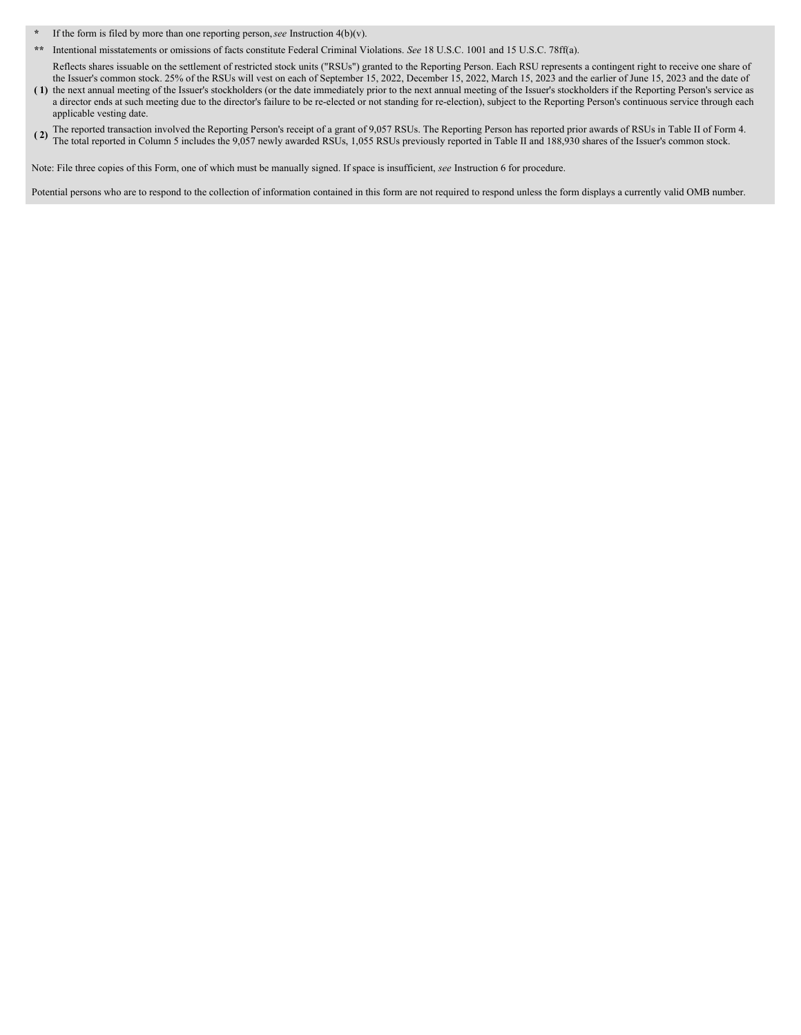\* If the form is filed by more than one reporting person, *see* Instruction 4(b)(v).

\*\* Intentional misstatements or omissions of facts constitute Federal Criminal Violations. *See* 18 U.S.C. 1001 and 15 U.S.C. 78ff(a).

( 1) Reflects shares issuable on the settlement of restricted stock units ("RSUs") granted to the Reporting Person. Each RSU represents a contingent right to receive one share of the Issuer's common stock. 25% of the RSUs will vest on each of September 15, 2022, December 15, 2022, March 15, 2023 and the earlier of June 15, 2023 and the date of the next annual meeting of the Issuer's stockholders (or the date immediately prior to the next annual meeting of the Issuer's stockholders if the Reporting Person's service as a director ends at such meeting due to the director's failure to be re-elected or not standing for re-election), subject to the Reporting Person's continuous service through each applicable vesting date.

( 2) The reported transaction involved the Reporting Person's receipt of a grant of 9,057 RSUs. The Reporting Person has reported prior awards of RSUs in Table II of Form 4. The total reported in Column 5 includes the 9,057 newly awarded RSUs, 1,055 RSUs previously reported in Table II and 188,930 shares of the Issuer's common stock.

Note: File three copies of this Form, one of which must be manually signed. If space is insufficient, *see* Instruction 6 for procedure.

Potential persons who are to respond to the collection of information contained in this form are not required to respond unless the form displays a currently valid OMB number.